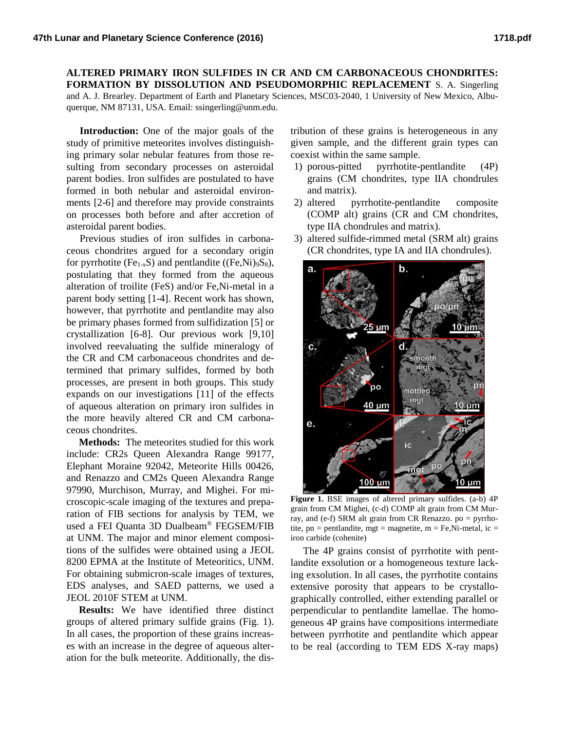**ALTERED PRIMARY IRON SULFIDES IN CR AND CM CARBONACEOUS CHONDRITES: FORMATION BY DISSOLUTION AND PSEUDOMORPHIC REPLACEMENT** S. A. Singerling and A. J. Brearley. Department of Earth and Planetary Sciences, MSC03-2040, 1 University of New Mexico, Albuquerque, NM 87131, USA. Email: ssingerling@unm.edu.

**Introduction:** One of the major goals of the study of primitive meteorites involves distinguishing primary solar nebular features from those resulting from secondary processes on asteroidal parent bodies. Iron sulfides are postulated to have formed in both nebular and asteroidal environments [2-6] and therefore may provide constraints on processes both before and after accretion of asteroidal parent bodies.

Previous studies of iron sulfides in carbonaceous chondrites argued for a secondary origin for pyrrhotite ($Fe_{1-x}S$) and pentlandite ($(Fe,Ni)_9S_8$), postulating that they formed from the aqueous alteration of troilite (FeS) and/or Fe,Ni-metal in a parent body setting [1-4]. Recent work has shown, however, that pyrrhotite and pentlandite may also be primary phases formed from sulfidization [5] or crystallization [6-8]. Our previous work [9,10] involved reevaluating the sulfide mineralogy of the CR and CM carbonaceous chondrites and determined that primary sulfides, formed by both processes, are present in both groups. This study expands on our investigations [11] of the effects of aqueous alteration on primary iron sulfides in the more heavily altered CR and CM carbonaceous chondrites.

**Methods:** The meteorites studied for this work include: CR2s Queen Alexandra Range 99177, Elephant Moraine 92042, Meteorite Hills 00426, and Renazzo and CM2s Queen Alexandra Range 97990, Murchison, Murray, and Mighei. For microscopic-scale imaging of the textures and preparation of FIB sections for analysis by TEM, we used a FEI Quanta 3D Dualbeam® FEGSEM/FIB at UNM. The major and minor element compositions of the sulfides were obtained using a JEOL 8200 EPMA at the Institute of Meteoritics, UNM. For obtaining submicron-scale images of textures, EDS analyses, and SAED patterns, we used a JEOL 2010F STEM at UNM.

**Results:** We have identified three distinct groups of altered primary sulfide grains (Fig. 1). In all cases, the proportion of these grains increases with an increase in the degree of aqueous alteration for the bulk meteorite. Additionally, the distribution of these grains is heterogeneous in any given sample, and the different grain types can coexist within the same sample.

1) porous-pitted pyrrhotite-pentlandite (4P) grains (CM chondrites, type IIA chondrules and matrix).
2) altered pyrrhotite-pentlandite composite (COMP alt) grains (CR and CM chondrites, type IIA chondrules and matrix).
3) altered sulfide-rimmed metal (SRM alt) grains (CR chondrites, type IA and IIA chondrules).

**Figure 1.** BSE images of altered primary sulfides. (a-b) 4P grain from CM Mighei, (c-d) COMP alt grain from CM Murray, and (e-f) SRM alt grain from CR Renazzo. po = pyrrhotite, pn = pentlandite, mgt = magnetite, m = Fe,Ni-metal, ic = iron carbide (cohenite)

The 4P grains consist of pyrrhotite with pentlandite exsolution or a homogeneous texture lacking exsolution. In all cases, the pyrrhotite contains extensive porosity that appears to be crystallographically controlled, either extending parallel or perpendicular to pentlandite lamellae. The homogeneous 4P grains have compositions intermediate between pyrrhotite and pentlandite which appear to be real (according to TEM EDS X-ray maps)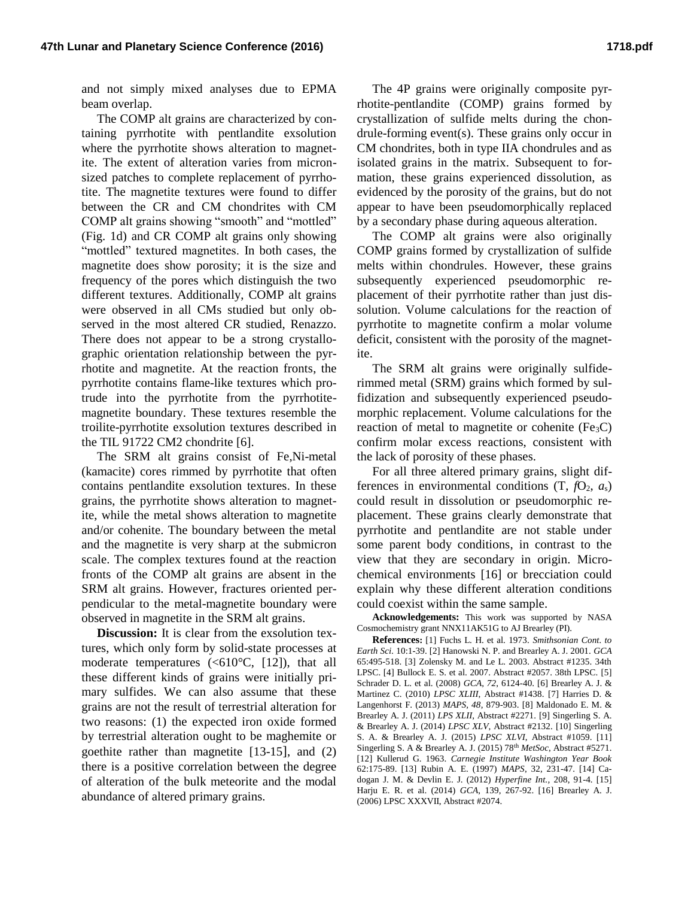and not simply mixed analyses due to EPMA beam overlap.

The COMP alt grains are characterized by containing pyrrhotite with pentlandite exsolution where the pyrrhotite shows alteration to magnetite. The extent of alteration varies from micron-sized patches to complete replacement of pyrrhotite. The magnetite textures were found to differ between the CR and CM chondrites with CM COMP alt grains showing "smooth" and "mottled" (Fig. 1d) and CR COMP alt grains only showing "mottled" textured magnetites. In both cases, the magnetite does show porosity; it is the size and frequency of the pores which distinguish the two different textures. Additionally, COMP alt grains were observed in all CMs studied but only observed in the most altered CR studied, Renazzo. There does not appear to be a strong crystallographic orientation relationship between the pyrrhotite and magnetite. At the reaction fronts, the pyrrhotite contains flame-like textures which protrude into the pyrrhotite from the pyrrhotite-magnetite boundary. These textures resemble the troilite-pyrrhotite exsolution textures described in the TIL 91722 CM2 chondrite [6].

The SRM alt grains consist of Fe,Ni-metal (kamacite) cores rimmed by pyrrhotite that often contains pentlandite exsolution textures. In these grains, the pyrrhotite shows alteration to magnetite, while the metal shows alteration to magnetite and/or cohenite. The boundary between the metal and the magnetite is very sharp at the submicron scale. The complex textures found at the reaction fronts of the COMP alt grains are absent in the SRM alt grains. However, fractures oriented perpendicular to the metal-magnetite boundary were observed in magnetite in the SRM alt grains.

**Discussion:** It is clear from the exsolution textures, which only form by solid-state processes at moderate temperatures (<610°C, [12]), that all these different kinds of grains were initially primary sulfides. We can also assume that these grains are not the result of terrestrial alteration for two reasons: (1) the expected iron oxide formed by terrestrial alteration ought to be maghemite or goethite rather than magnetite [13-15], and (2) there is a positive correlation between the degree of alteration of the bulk meteorite and the modal abundance of altered primary grains.

The 4P grains were originally composite pyrrhotite-pentlandite (COMP) grains formed by crystallization of sulfide melts during the chondrule-forming event(s). These grains only occur in CM chondrites, both in type IIA chondrules and as isolated grains in the matrix. Subsequent to formation, these grains experienced dissolution, as evidenced by the porosity of the grains, but do not appear to have been pseudomorphically replaced by a secondary phase during aqueous alteration.

The COMP alt grains were also originally COMP grains formed by crystallization of sulfide melts within chondrules. However, these grains subsequently experienced pseudomorphic replacement of their pyrrhotite rather than just dissolution. Volume calculations for the reaction of pyrrhotite to magnetite confirm a molar volume deficit, consistent with the porosity of the magnetite.

The SRM alt grains were originally sulfide-rimmed metal (SRM) grains which formed by sulfidization and subsequently experienced pseudomorphic replacement. Volume calculations for the reaction of metal to magnetite or cohenite ($Fe_3C$) confirm molar excess reactions, consistent with the lack of porosity of these phases.

For all three altered primary grains, slight differences in environmental conditions (T, $fO_2$, $a_s$) could result in dissolution or pseudomorphic replacement. These grains clearly demonstrate that pyrrhotite and pentlandite are not stable under some parent body conditions, in contrast to the view that they are secondary in origin. Microchemical environments [16] or brecciation could explain why these different alteration conditions could coexist within the same sample.

**Acknowledgements:** This work was supported by NASA Cosmochemistry grant NNX11AK51G to AJ Brearley (PI).

**References:** [1] Fuchs L. H. et al. 1973. *Smithsonian Cont. to Earth Sci.* 10:1-39. [2] Hanowski N. P. and Brearley A. J. 2001. *GCA* 65:495-518. [3] Zolensky M. and Le L. 2003. Abstract #1235. 34th LPSC. [4] Bullock E. S. et al. 2007. Abstract #2057. 38th LPSC. [5] Schrader D. L. et al. (2008) *GCA, 72*, 6124-40. [6] Brearley A. J. & Martinez C. (2010) *LPSC XLIII*, Abstract #1438. [7] Harries D. & Langenhorst F. (2013) *MAPS, 48*, 879-903. [8] Maldonado E. M. & Brearley A. J. (2011) *LPS XLII*, Abstract #2271. [9] Singerling S. A. & Brearley A. J. (2014) *LPSC XLV*, Abstract #2132. [10] Singerling S. A. & Brearley A. J. (2015) *LPSC XLVI*, Abstract #1059. [11] Singerling S. A & Brearley A. J. (2015) 78th *MetSoc*, Abstract #5271. [12] Kullerud G. 1963. *Carnegie Institute Washington Year Book* 62:175-89. [13] Rubin A. E. (1997) *MAPS*, 32, 231-47. [14] Cadogan J. M. & Devlin E. J. (2012) *Hyperfine Int.*, 208, 91-4. [15] Harju E. R. et al. (2014) *GCA*, 139, 267-92. [16] Brearley A. J. (2006) LPSC XXXVII, Abstract #2074.